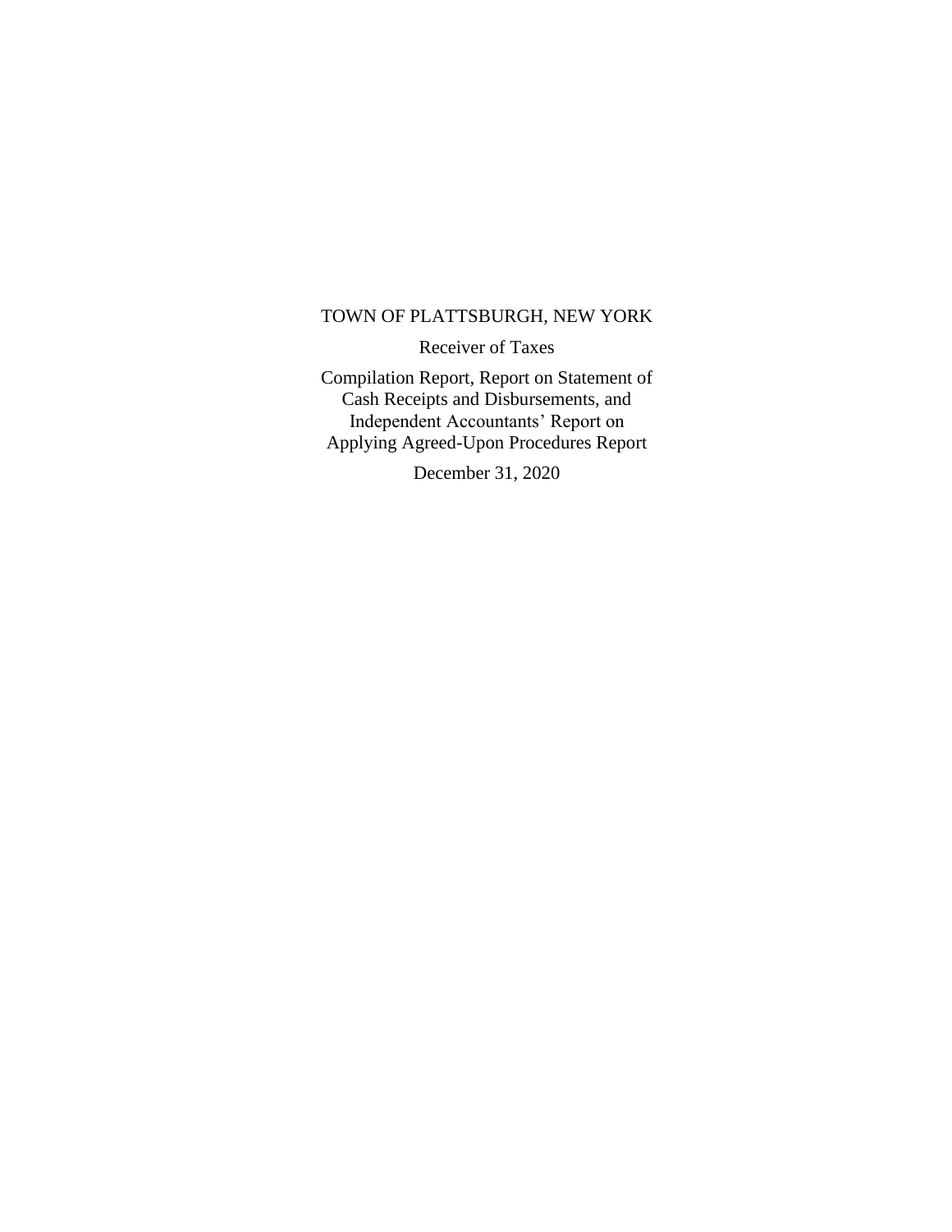# TOWN OF PLATTSBURGH, NEW YORK

Receiver of Taxes

Compilation Report, Report on Statement of Cash Receipts and Disbursements, and Independent Accountants' Report on Applying Agreed-Upon Procedures Report

December 31, 2020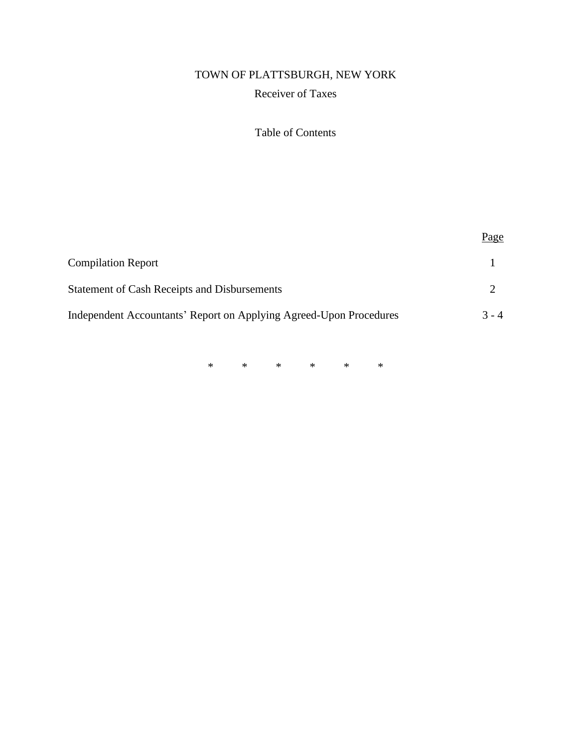# TOWN OF PLATTSBURGH, NEW YORK

## Receiver of Taxes

### Table of Contents

| | Page |
|---|---|
| Compilation Report | 1 |
| Statement of Cash Receipts and Disbursements | 2 |
| Independent Accountants' Report on Applying Agreed-Upon Procedures | 3 - 4 |

\* \* \* \* \* \*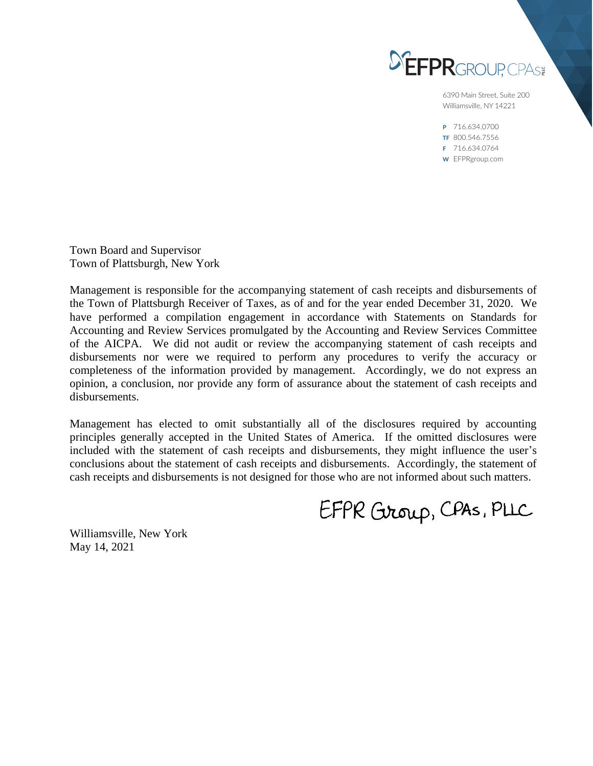EFPR GROUP, CPAs PLLC

6390 Main Street, Suite 200
Williamsville, NY 14221

P 716.634.0700
TF 800.546.7556
F 716.634.0764
W EFPRgroup.com

Town Board and Supervisor
Town of Plattsburgh, New York

Management is responsible for the accompanying statement of cash receipts and disbursements of the Town of Plattsburgh Receiver of Taxes, as of and for the year ended December 31, 2020. We have performed a compilation engagement in accordance with Statements on Standards for Accounting and Review Services promulgated by the Accounting and Review Services Committee of the AICPA. We did not audit or review the accompanying statement of cash receipts and disbursements nor were we required to perform any procedures to verify the accuracy or completeness of the information provided by management. Accordingly, we do not express an opinion, a conclusion, nor provide any form of assurance about the statement of cash receipts and disbursements.

Management has elected to omit substantially all of the disclosures required by accounting principles generally accepted in the United States of America. If the omitted disclosures were included with the statement of cash receipts and disbursements, they might influence the user's conclusions about the statement of cash receipts and disbursements. Accordingly, the statement of cash receipts and disbursements is not designed for those who are not informed about such matters.

EFPR Group, CPAs, PLLC

Williamsville, New York
May 14, 2021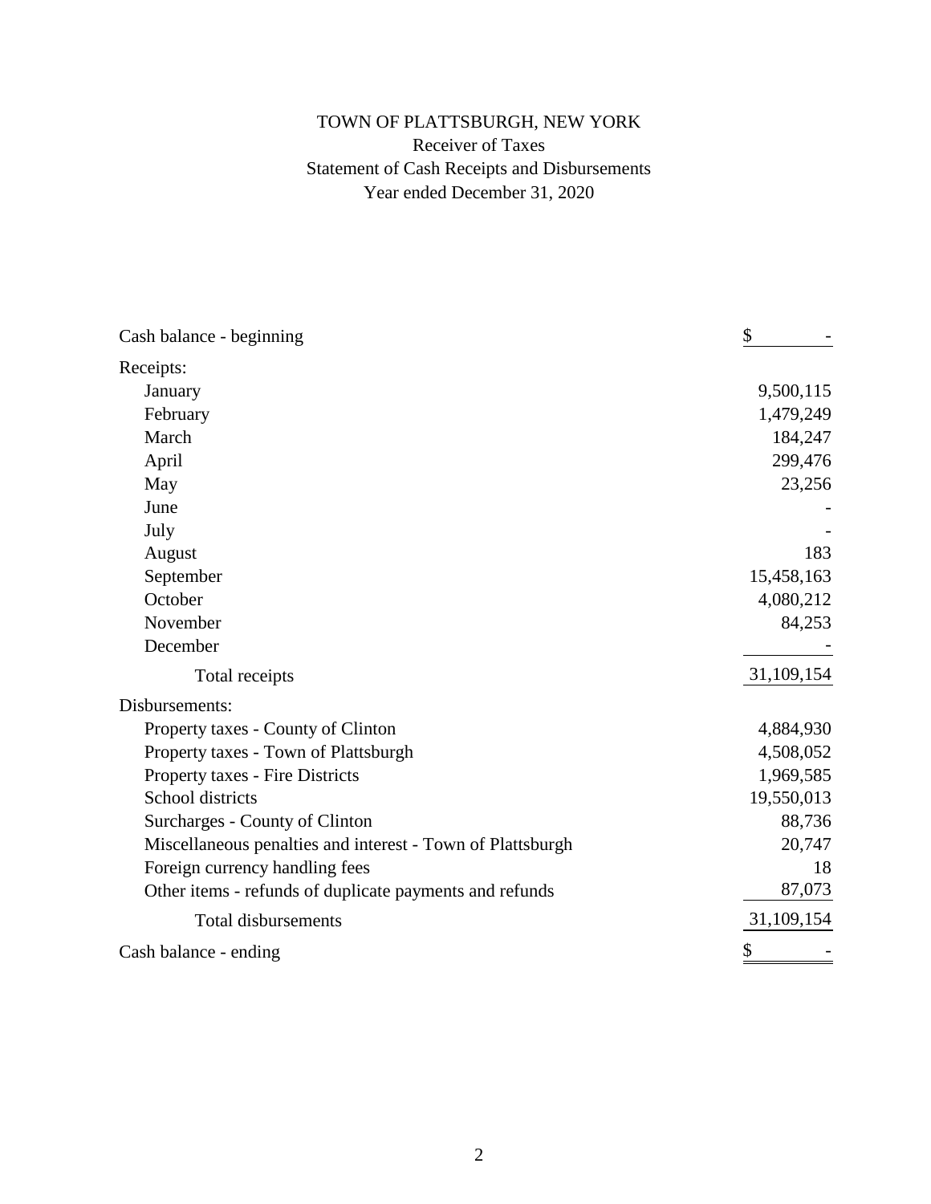# TOWN OF PLATTSBURGH, NEW YORK

## Receiver of Taxes

## Statement of Cash Receipts and Disbursements

## Year ended December 31, 2020

| | |
|---|---|
| Cash balance - beginning | $ - |
| Receipts: | |
| January | 9,500,115 |
| February | 1,479,249 |
| March | 184,247 |
| April | 299,476 |
| May | 23,256 |
| June | - |
| July | - |
| August | 183 |
| September | 15,458,163 |
| October | 4,080,212 |
| November | 84,253 |
| December | - |
| Total receipts | 31,109,154 |
| Disbursements: | |
| Property taxes - County of Clinton | 4,884,930 |
| Property taxes - Town of Plattsburgh | 4,508,052 |
| Property taxes - Fire Districts | 1,969,585 |
| School districts | 19,550,013 |
| Surcharges - County of Clinton | 88,736 |
| Miscellaneous penalties and interest - Town of Plattsburgh | 20,747 |
| Foreign currency handling fees | 18 |
| Other items - refunds of duplicate payments and refunds | 87,073 |
| Total disbursements | 31,109,154 |
| Cash balance - ending | $ - |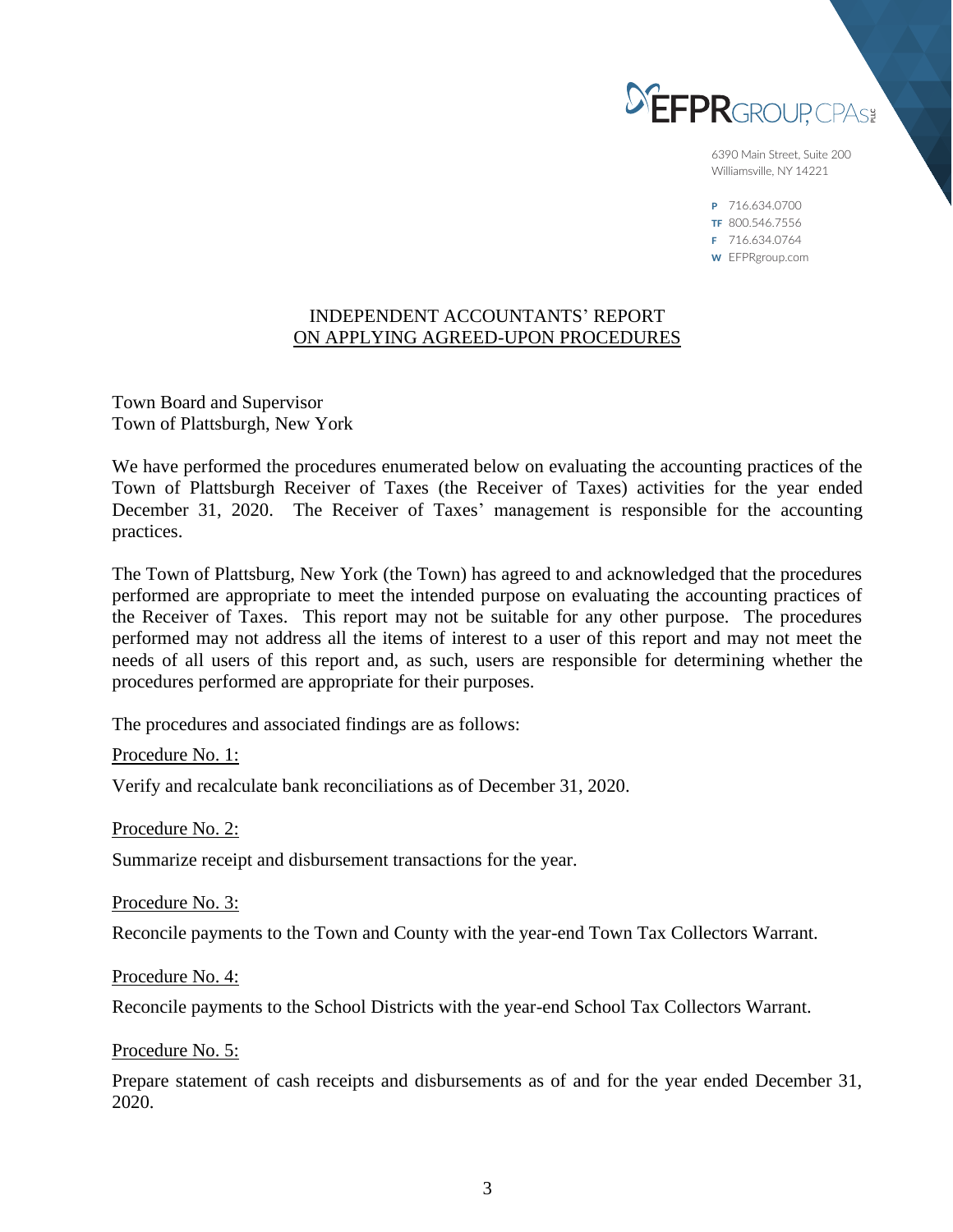EFPR GROUP, CPAs PLLC

6390 Main Street, Suite 200
Williamsville, NY 14221

P 716.634.0700
TF 800.546.7556
F 716.634.0764
W EFPRgroup.com

# INDEPENDENT ACCOUNTANTS' REPORT ON APPLYING AGREED-UPON PROCEDURES

Town Board and Supervisor
Town of Plattsburgh, New York

We have performed the procedures enumerated below on evaluating the accounting practices of the Town of Plattsburgh Receiver of Taxes (the Receiver of Taxes) activities for the year ended December 31, 2020. The Receiver of Taxes' management is responsible for the accounting practices.

The Town of Plattsburg, New York (the Town) has agreed to and acknowledged that the procedures performed are appropriate to meet the intended purpose on evaluating the accounting practices of the Receiver of Taxes. This report may not be suitable for any other purpose. The procedures performed may not address all the items of interest to a user of this report and may not meet the needs of all users of this report and, as such, users are responsible for determining whether the procedures performed are appropriate for their purposes.

The procedures and associated findings are as follows:

Procedure No. 1:

Verify and recalculate bank reconciliations as of December 31, 2020.

Procedure No. 2:

Summarize receipt and disbursement transactions for the year.

Procedure No. 3:

Reconcile payments to the Town and County with the year-end Town Tax Collectors Warrant.

Procedure No. 4:

Reconcile payments to the School Districts with the year-end School Tax Collectors Warrant.

Procedure No. 5:

Prepare statement of cash receipts and disbursements as of and for the year ended December 31, 2020.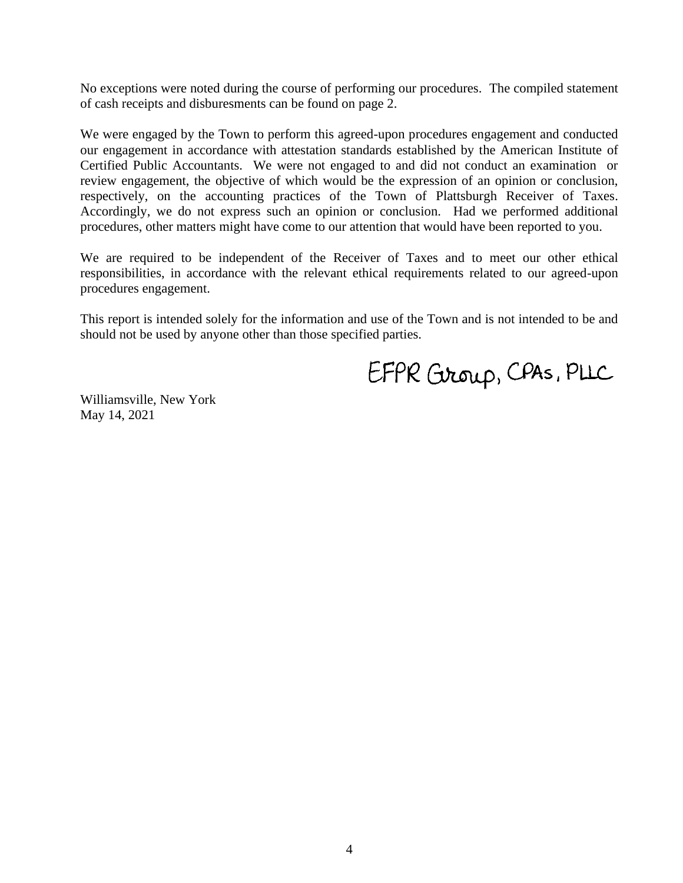No exceptions were noted during the course of performing our procedures. The compiled statement of cash receipts and disburesments can be found on page 2.

We were engaged by the Town to perform this agreed-upon procedures engagement and conducted our engagement in accordance with attestation standards established by the American Institute of Certified Public Accountants. We were not engaged to and did not conduct an examination or review engagement, the objective of which would be the expression of an opinion or conclusion, respectively, on the accounting practices of the Town of Plattsburgh Receiver of Taxes. Accordingly, we do not express such an opinion or conclusion. Had we performed additional procedures, other matters might have come to our attention that would have been reported to you.

We are required to be independent of the Receiver of Taxes and to meet our other ethical responsibilities, in accordance with the relevant ethical requirements related to our agreed-upon procedures engagement.

This report is intended solely for the information and use of the Town and is not intended to be and should not be used by anyone other than those specified parties.

EFPR Group, CPAs, PLLC

Williamsville, New York
May 14, 2021